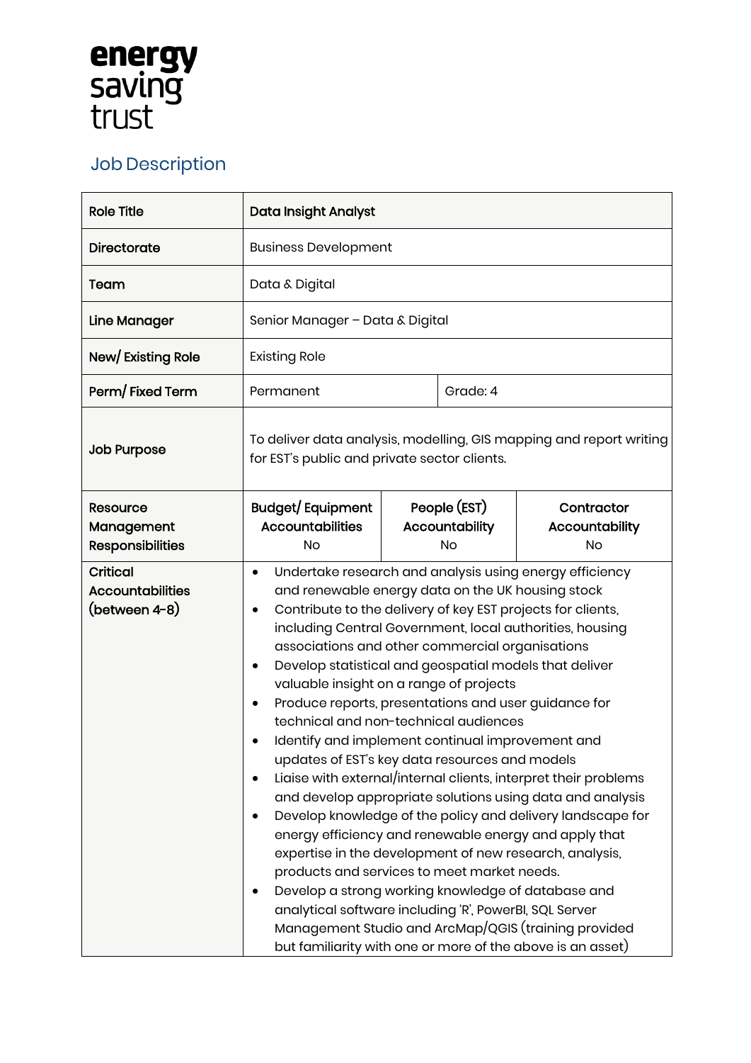energy saving trust

## Job Description

| Role Title | **Data Insight Analyst** | | |
|---|---|---|---|
| **Directorate** | Business Development | | |
| **Team** | Data & Digital | | |
| **Line Manager** | Senior Manager – Data & Digital | | |
| **New/ Existing Role** | Existing Role | | |
| **Perm/ Fixed Term** | Permanent | Grade: 4 | |
| **Job Purpose** | To deliver data analysis, modelling, GIS mapping and report writing for EST's public and private sector clients. | | |
| **Resource Management Responsibilities** | **Budget/ Equipment Accountabilities** No | **People (EST) Accountability** No | **Contractor Accountability** No |
| **Critical Accountabilities (between 4-8)** | • Undertake research and analysis using energy efficiency and renewable energy data on the UK housing stock<br>• Contribute to the delivery of key EST projects for clients, including Central Government, local authorities, housing associations and other commercial organisations<br>• Develop statistical and geospatial models that deliver valuable insight on a range of projects<br>• Produce reports, presentations and user guidance for technical and non-technical audiences<br>• Identify and implement continual improvement and updates of EST's key data resources and models<br>• Liaise with external/internal clients, interpret their problems and develop appropriate solutions using data and analysis<br>• Develop knowledge of the policy and delivery landscape for energy efficiency and renewable energy and apply that expertise in the development of new research, analysis, products and services to meet market needs.<br>• Develop a strong working knowledge of database and analytical software including 'R', PowerBI, SQL Server Management Studio and ArcMap/QGIS (training provided but familiarity with one or more of the above is an asset) | | |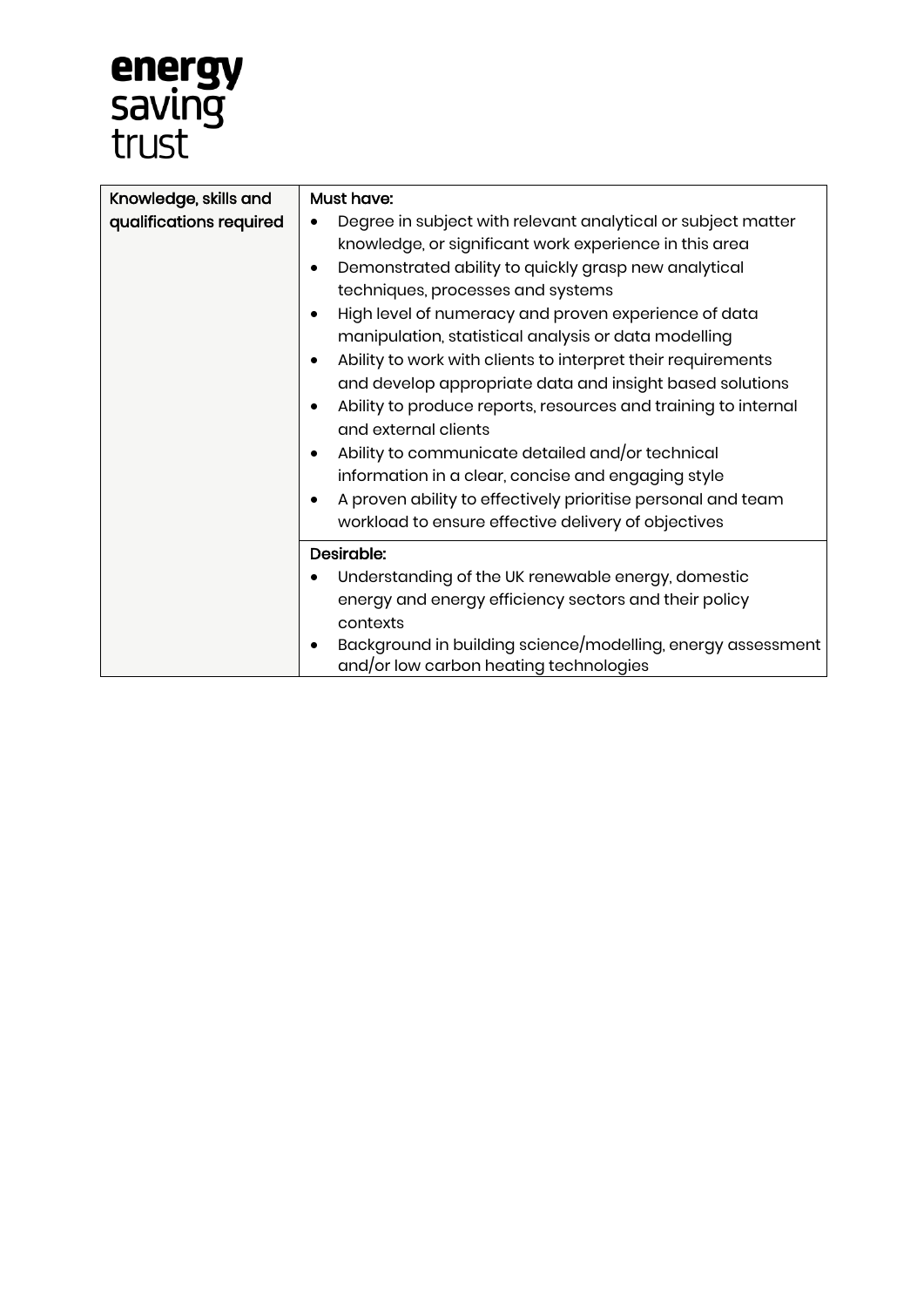energy saving trust

| | | |
|---|---|---|
| Knowledge, skills and qualifications required | **Must have:**<br>• Degree in subject with relevant analytical or subject matter knowledge, or significant work experience in this area<br>• Demonstrated ability to quickly grasp new analytical techniques, processes and systems<br>• High level of numeracy and proven experience of data manipulation, statistical analysis or data modelling<br>• Ability to work with clients to interpret their requirements and develop appropriate data and insight based solutions<br>• Ability to produce reports, resources and training to internal and external clients<br>• Ability to communicate detailed and/or technical information in a clear, concise and engaging style<br>• A proven ability to effectively prioritise personal and team workload to ensure effective delivery of objectives | |
| | **Desirable:**<br>• Understanding of the UK renewable energy, domestic energy and energy efficiency sectors and their policy contexts<br>• Background in building science/modelling, energy assessment and/or low carbon heating technologies | |